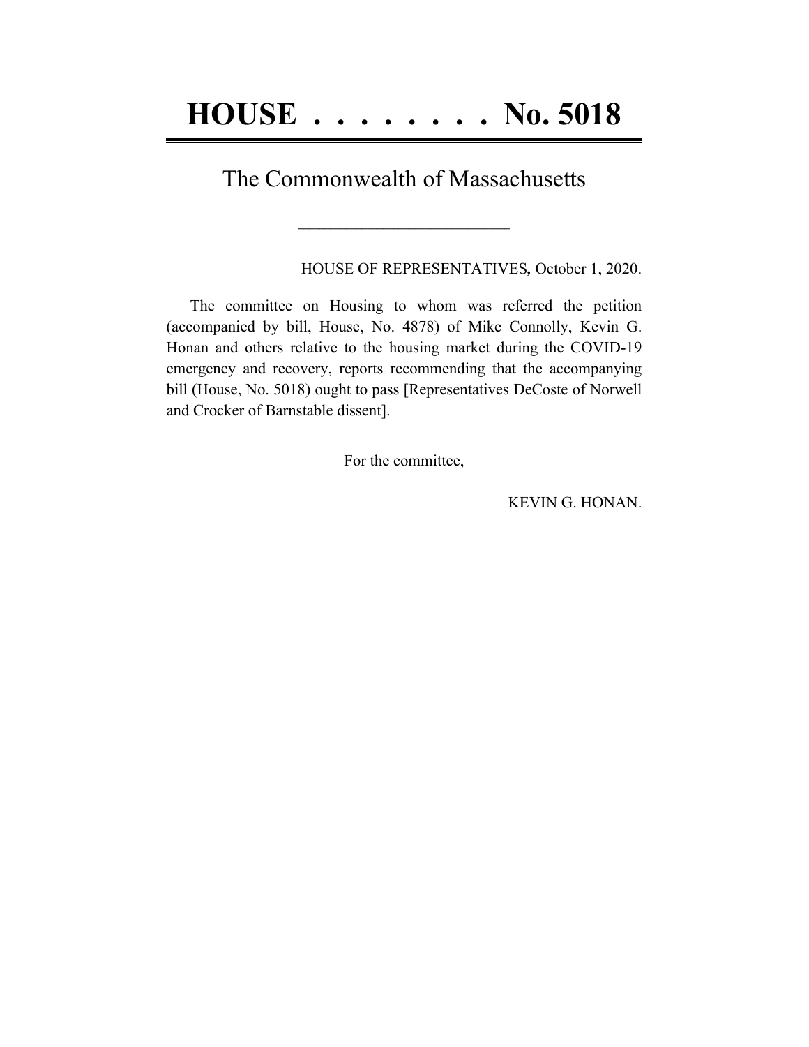# HOUSE . . . . . . . . No. 5018

## The Commonwealth of Massachusetts

\_\_\_\_\_\_\_\_\_\_\_\_\_\_\_\_\_\_\_\_\_\_\_\_\_\_

HOUSE OF REPRESENTATIVES**,** October 1, 2020.

The committee on Housing to whom was referred the petition (accompanied by bill, House, No. 4878) of Mike Connolly, Kevin G. Honan and others relative to the housing market during the COVID-19 emergency and recovery, reports recommending that the accompanying bill (House, No. 5018) ought to pass [Representatives DeCoste of Norwell and Crocker of Barnstable dissent].

For the committee,

KEVIN G. HONAN.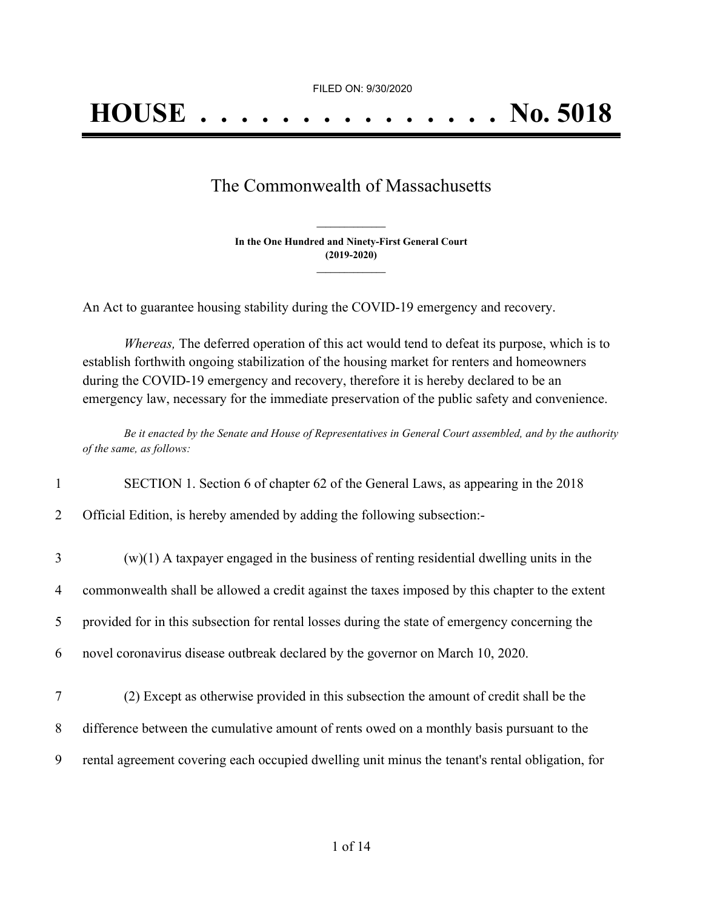FILED ON: 9/30/2020

# HOUSE . . . . . . . . . . . . . . . No. 5018

## The Commonwealth of Massachusetts

**In the One Hundred and Ninety-First General Court (2019-2020)**

An Act to guarantee housing stability during the COVID-19 emergency and recovery.

*Whereas,* The deferred operation of this act would tend to defeat its purpose, which is to establish forthwith ongoing stabilization of the housing market for renters and homeowners during the COVID-19 emergency and recovery, therefore it is hereby declared to be an emergency law, necessary for the immediate preservation of the public safety and convenience.

*Be it enacted by the Senate and House of Representatives in General Court assembled, and by the authority of the same, as follows:*

1 SECTION 1. Section 6 of chapter 62 of the General Laws, as appearing in the 2018
2 Official Edition, is hereby amended by adding the following subsection:-

3 (w)(1) A taxpayer engaged in the business of renting residential dwelling units in the
4 commonwealth shall be allowed a credit against the taxes imposed by this chapter to the extent
5 provided for in this subsection for rental losses during the state of emergency concerning the
6 novel coronavirus disease outbreak declared by the governor on March 10, 2020.

7 (2) Except as otherwise provided in this subsection the amount of credit shall be the
8 difference between the cumulative amount of rents owed on a monthly basis pursuant to the
9 rental agreement covering each occupied dwelling unit minus the tenant's rental obligation, for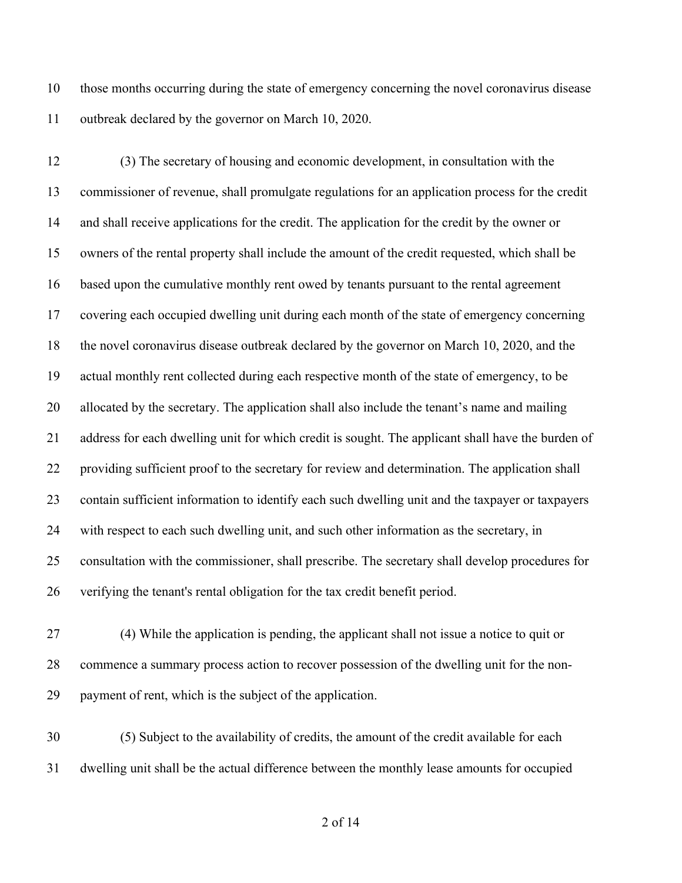those months occurring during the state of emergency concerning the novel coronavirus disease outbreak declared by the governor on March 10, 2020.

(3) The secretary of housing and economic development, in consultation with the commissioner of revenue, shall promulgate regulations for an application process for the credit and shall receive applications for the credit. The application for the credit by the owner or owners of the rental property shall include the amount of the credit requested, which shall be based upon the cumulative monthly rent owed by tenants pursuant to the rental agreement covering each occupied dwelling unit during each month of the state of emergency concerning the novel coronavirus disease outbreak declared by the governor on March 10, 2020, and the actual monthly rent collected during each respective month of the state of emergency, to be allocated by the secretary. The application shall also include the tenant's name and mailing address for each dwelling unit for which credit is sought. The applicant shall have the burden of providing sufficient proof to the secretary for review and determination. The application shall contain sufficient information to identify each such dwelling unit and the taxpayer or taxpayers with respect to each such dwelling unit, and such other information as the secretary, in consultation with the commissioner, shall prescribe. The secretary shall develop procedures for verifying the tenant's rental obligation for the tax credit benefit period.

(4) While the application is pending, the applicant shall not issue a notice to quit or commence a summary process action to recover possession of the dwelling unit for the non-payment of rent, which is the subject of the application.

(5) Subject to the availability of credits, the amount of the credit available for each dwelling unit shall be the actual difference between the monthly lease amounts for occupied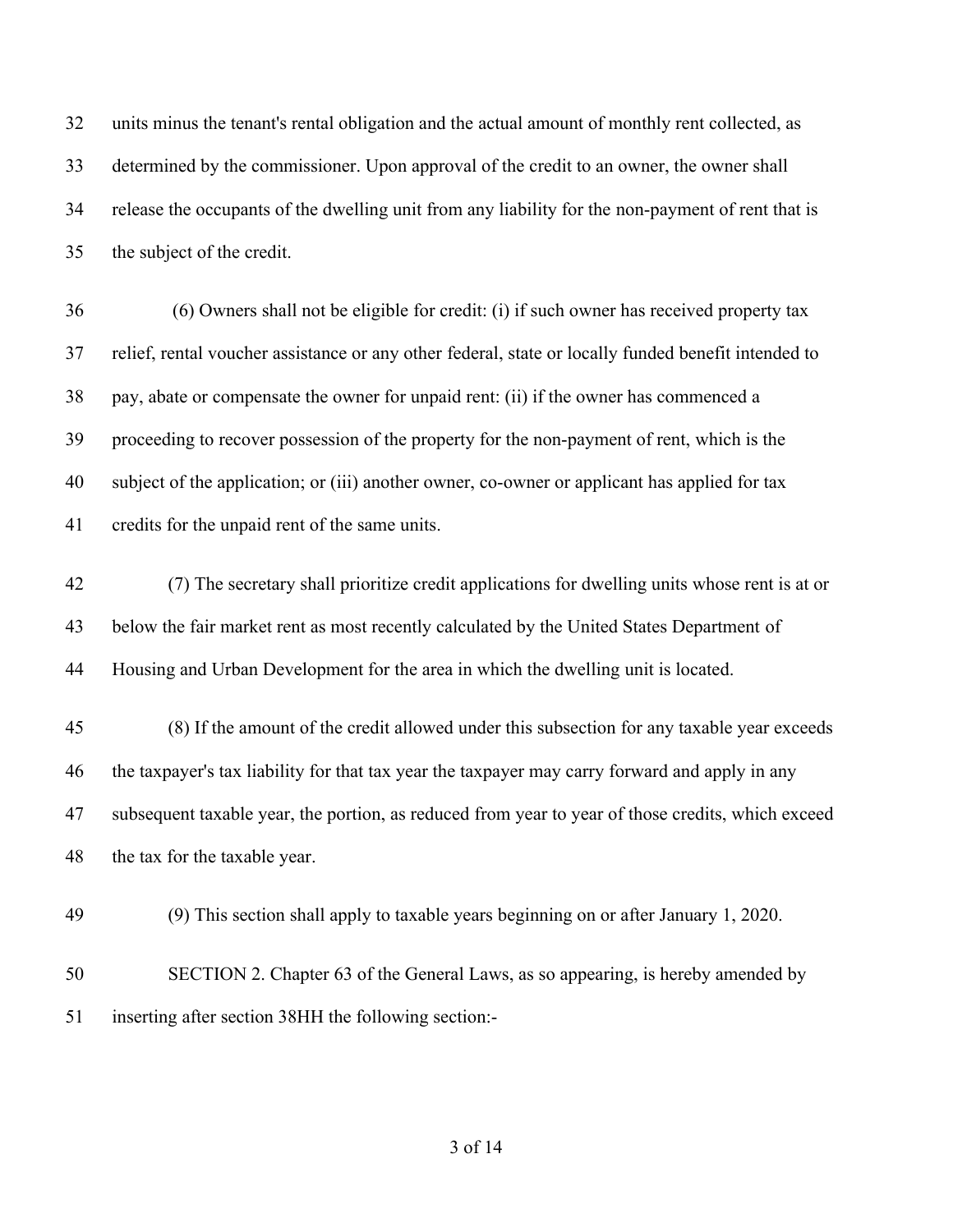units minus the tenant's rental obligation and the actual amount of monthly rent collected, as determined by the commissioner. Upon approval of the credit to an owner, the owner shall release the occupants of the dwelling unit from any liability for the non-payment of rent that is the subject of the credit.

(6) Owners shall not be eligible for credit: (i) if such owner has received property tax relief, rental voucher assistance or any other federal, state or locally funded benefit intended to pay, abate or compensate the owner for unpaid rent: (ii) if the owner has commenced a proceeding to recover possession of the property for the non-payment of rent, which is the subject of the application; or (iii) another owner, co-owner or applicant has applied for tax credits for the unpaid rent of the same units.

(7) The secretary shall prioritize credit applications for dwelling units whose rent is at or below the fair market rent as most recently calculated by the United States Department of Housing and Urban Development for the area in which the dwelling unit is located.

(8) If the amount of the credit allowed under this subsection for any taxable year exceeds the taxpayer's tax liability for that tax year the taxpayer may carry forward and apply in any subsequent taxable year, the portion, as reduced from year to year of those credits, which exceed the tax for the taxable year.

(9) This section shall apply to taxable years beginning on or after January 1, 2020.

SECTION 2. Chapter 63 of the General Laws, as so appearing, is hereby amended by inserting after section 38HH the following section:-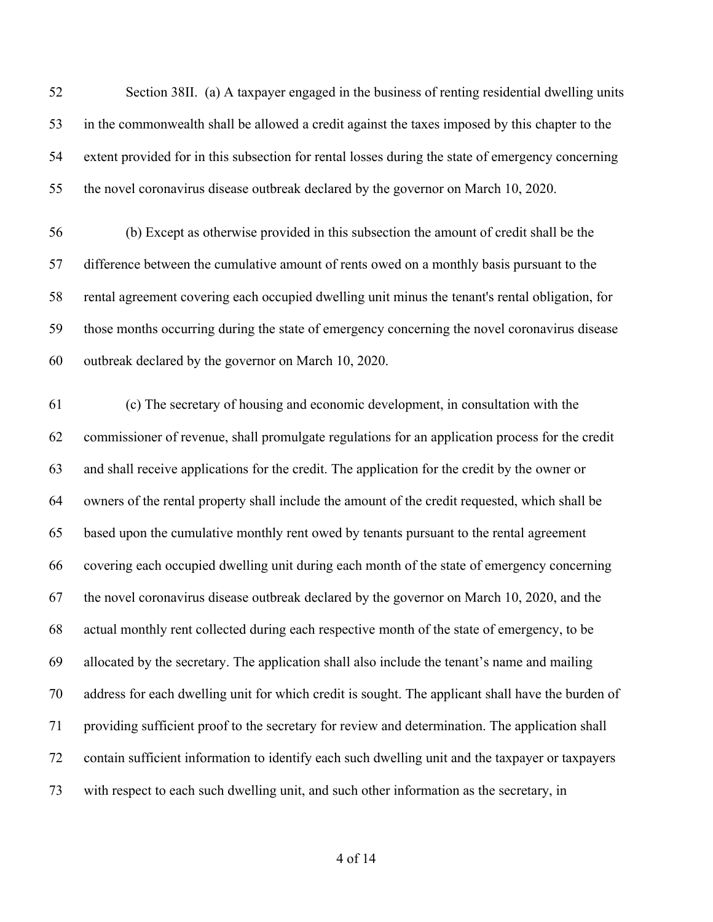Section 38II. (a) A taxpayer engaged in the business of renting residential dwelling units in the commonwealth shall be allowed a credit against the taxes imposed by this chapter to the extent provided for in this subsection for rental losses during the state of emergency concerning the novel coronavirus disease outbreak declared by the governor on March 10, 2020.

(b) Except as otherwise provided in this subsection the amount of credit shall be the difference between the cumulative amount of rents owed on a monthly basis pursuant to the rental agreement covering each occupied dwelling unit minus the tenant's rental obligation, for those months occurring during the state of emergency concerning the novel coronavirus disease outbreak declared by the governor on March 10, 2020.

(c) The secretary of housing and economic development, in consultation with the commissioner of revenue, shall promulgate regulations for an application process for the credit and shall receive applications for the credit. The application for the credit by the owner or owners of the rental property shall include the amount of the credit requested, which shall be based upon the cumulative monthly rent owed by tenants pursuant to the rental agreement covering each occupied dwelling unit during each month of the state of emergency concerning the novel coronavirus disease outbreak declared by the governor on March 10, 2020, and the actual monthly rent collected during each respective month of the state of emergency, to be allocated by the secretary. The application shall also include the tenant's name and mailing address for each dwelling unit for which credit is sought. The applicant shall have the burden of providing sufficient proof to the secretary for review and determination. The application shall contain sufficient information to identify each such dwelling unit and the taxpayer or taxpayers with respect to each such dwelling unit, and such other information as the secretary, in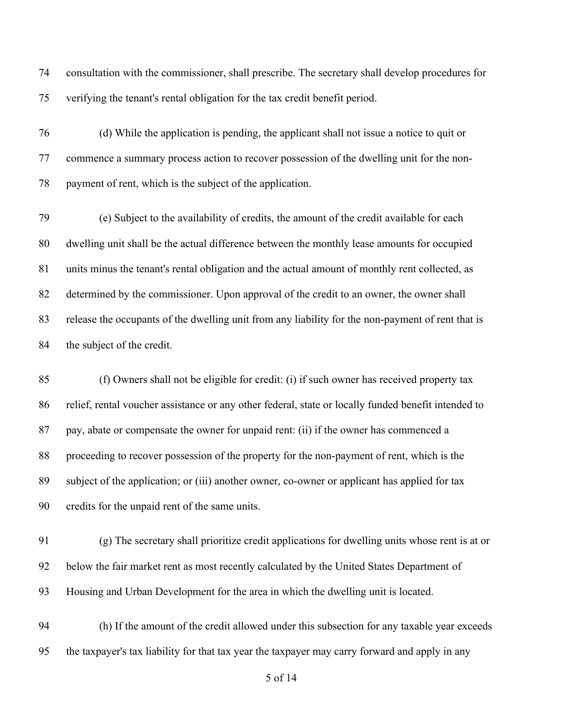consultation with the commissioner, shall prescribe. The secretary shall develop procedures for verifying the tenant's rental obligation for the tax credit benefit period.

(d) While the application is pending, the applicant shall not issue a notice to quit or commence a summary process action to recover possession of the dwelling unit for the non-payment of rent, which is the subject of the application.

(e) Subject to the availability of credits, the amount of the credit available for each dwelling unit shall be the actual difference between the monthly lease amounts for occupied units minus the tenant's rental obligation and the actual amount of monthly rent collected, as determined by the commissioner. Upon approval of the credit to an owner, the owner shall release the occupants of the dwelling unit from any liability for the non-payment of rent that is the subject of the credit.

(f) Owners shall not be eligible for credit: (i) if such owner has received property tax relief, rental voucher assistance or any other federal, state or locally funded benefit intended to pay, abate or compensate the owner for unpaid rent: (ii) if the owner has commenced a proceeding to recover possession of the property for the non-payment of rent, which is the subject of the application; or (iii) another owner, co-owner or applicant has applied for tax credits for the unpaid rent of the same units.

(g) The secretary shall prioritize credit applications for dwelling units whose rent is at or below the fair market rent as most recently calculated by the United States Department of Housing and Urban Development for the area in which the dwelling unit is located.

(h) If the amount of the credit allowed under this subsection for any taxable year exceeds the taxpayer's tax liability for that tax year the taxpayer may carry forward and apply in any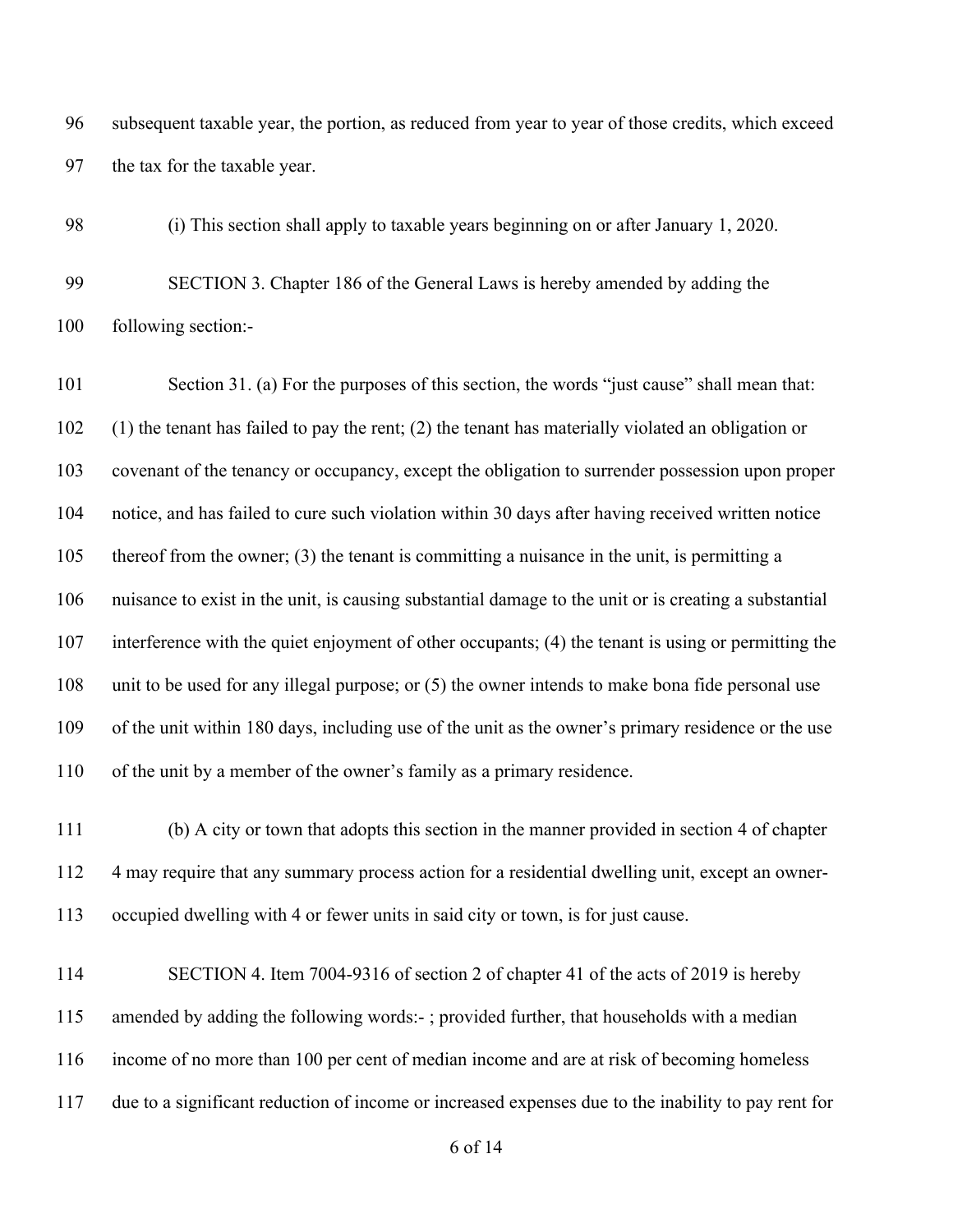subsequent taxable year, the portion, as reduced from year to year of those credits, which exceed the tax for the taxable year.

(i) This section shall apply to taxable years beginning on or after January 1, 2020.

SECTION 3. Chapter 186 of the General Laws is hereby amended by adding the following section:-

Section 31. (a) For the purposes of this section, the words "just cause" shall mean that: (1) the tenant has failed to pay the rent; (2) the tenant has materially violated an obligation or covenant of the tenancy or occupancy, except the obligation to surrender possession upon proper notice, and has failed to cure such violation within 30 days after having received written notice thereof from the owner; (3) the tenant is committing a nuisance in the unit, is permitting a nuisance to exist in the unit, is causing substantial damage to the unit or is creating a substantial interference with the quiet enjoyment of other occupants; (4) the tenant is using or permitting the unit to be used for any illegal purpose; or (5) the owner intends to make bona fide personal use of the unit within 180 days, including use of the unit as the owner's primary residence or the use of the unit by a member of the owner's family as a primary residence.

(b) A city or town that adopts this section in the manner provided in section 4 of chapter 4 may require that any summary process action for a residential dwelling unit, except an owner-occupied dwelling with 4 or fewer units in said city or town, is for just cause.

SECTION 4. Item 7004-9316 of section 2 of chapter 41 of the acts of 2019 is hereby amended by adding the following words:- ; provided further, that households with a median income of no more than 100 per cent of median income and are at risk of becoming homeless due to a significant reduction of income or increased expenses due to the inability to pay rent for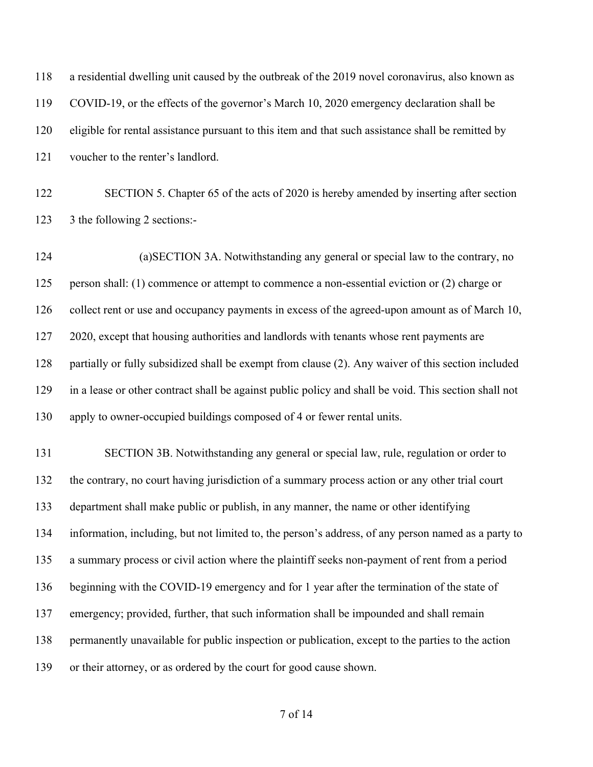a residential dwelling unit caused by the outbreak of the 2019 novel coronavirus, also known as COVID-19, or the effects of the governor's March 10, 2020 emergency declaration shall be eligible for rental assistance pursuant to this item and that such assistance shall be remitted by voucher to the renter's landlord.

SECTION 5. Chapter 65 of the acts of 2020 is hereby amended by inserting after section 3 the following 2 sections:-

(a)SECTION 3A. Notwithstanding any general or special law to the contrary, no person shall: (1) commence or attempt to commence a non-essential eviction or (2) charge or collect rent or use and occupancy payments in excess of the agreed-upon amount as of March 10, 2020, except that housing authorities and landlords with tenants whose rent payments are partially or fully subsidized shall be exempt from clause (2). Any waiver of this section included in a lease or other contract shall be against public policy and shall be void. This section shall not apply to owner-occupied buildings composed of 4 or fewer rental units.

SECTION 3B. Notwithstanding any general or special law, rule, regulation or order to the contrary, no court having jurisdiction of a summary process action or any other trial court department shall make public or publish, in any manner, the name or other identifying information, including, but not limited to, the person's address, of any person named as a party to a summary process or civil action where the plaintiff seeks non-payment of rent from a period beginning with the COVID-19 emergency and for 1 year after the termination of the state of emergency; provided, further, that such information shall be impounded and shall remain permanently unavailable for public inspection or publication, except to the parties to the action or their attorney, or as ordered by the court for good cause shown.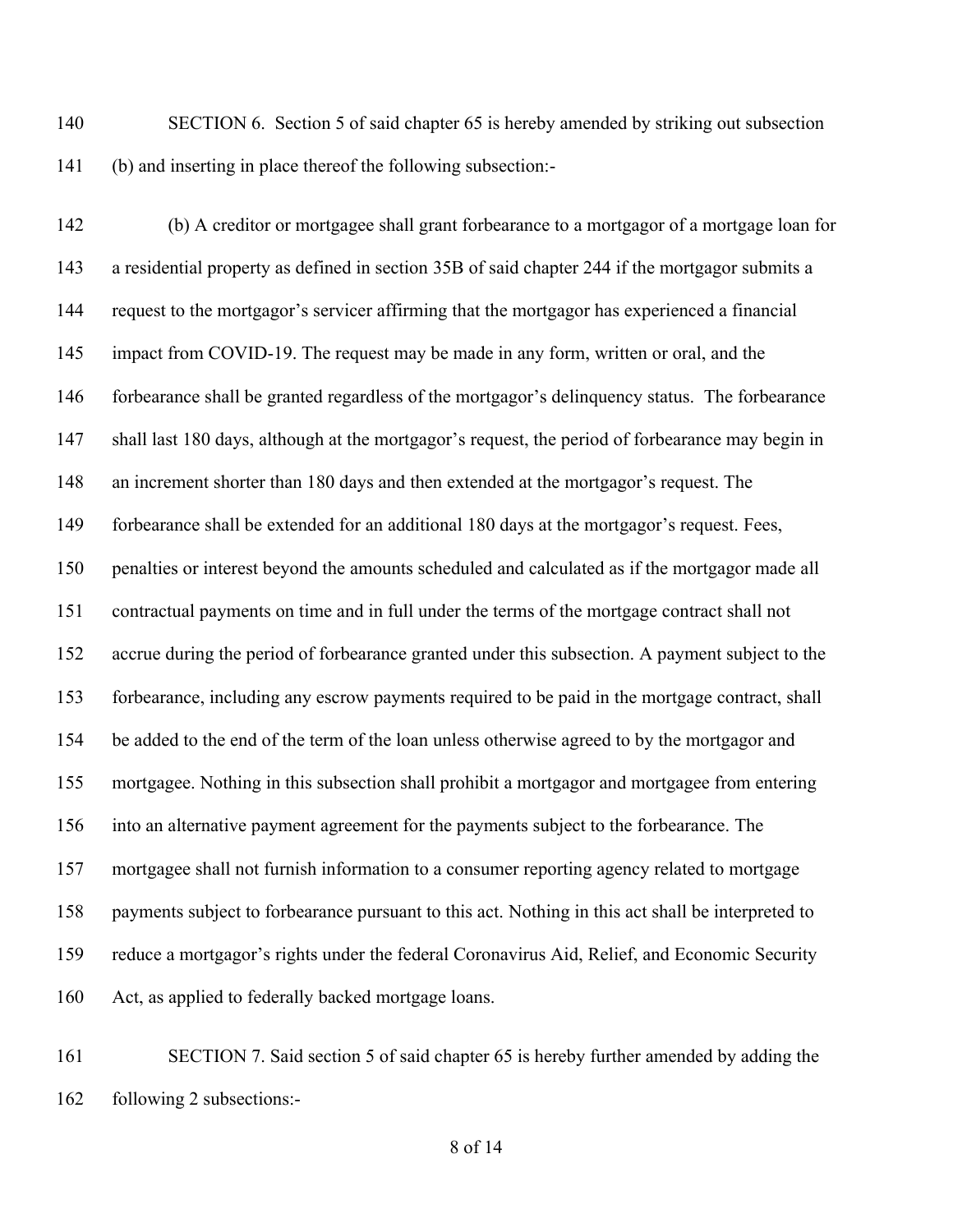SECTION 6. Section 5 of said chapter 65 is hereby amended by striking out subsection (b) and inserting in place thereof the following subsection:-

(b) A creditor or mortgagee shall grant forbearance to a mortgagor of a mortgage loan for a residential property as defined in section 35B of said chapter 244 if the mortgagor submits a request to the mortgagor's servicer affirming that the mortgagor has experienced a financial impact from COVID-19. The request may be made in any form, written or oral, and the forbearance shall be granted regardless of the mortgagor's delinquency status. The forbearance shall last 180 days, although at the mortgagor's request, the period of forbearance may begin in an increment shorter than 180 days and then extended at the mortgagor's request. The forbearance shall be extended for an additional 180 days at the mortgagor's request. Fees, penalties or interest beyond the amounts scheduled and calculated as if the mortgagor made all contractual payments on time and in full under the terms of the mortgage contract shall not accrue during the period of forbearance granted under this subsection. A payment subject to the forbearance, including any escrow payments required to be paid in the mortgage contract, shall be added to the end of the term of the loan unless otherwise agreed to by the mortgagor and mortgagee. Nothing in this subsection shall prohibit a mortgagor and mortgagee from entering into an alternative payment agreement for the payments subject to the forbearance. The mortgagee shall not furnish information to a consumer reporting agency related to mortgage payments subject to forbearance pursuant to this act. Nothing in this act shall be interpreted to reduce a mortgagor's rights under the federal Coronavirus Aid, Relief, and Economic Security Act, as applied to federally backed mortgage loans.

SECTION 7. Said section 5 of said chapter 65 is hereby further amended by adding the following 2 subsections:-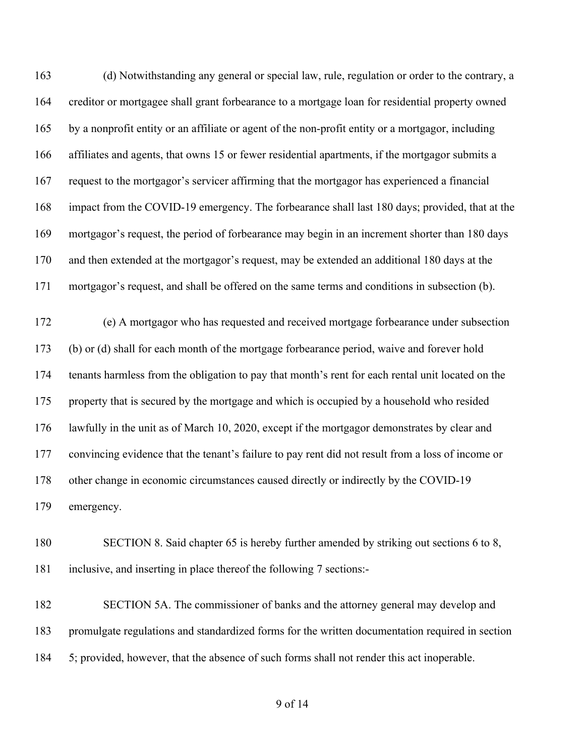(d) Notwithstanding any general or special law, rule, regulation or order to the contrary, a creditor or mortgagee shall grant forbearance to a mortgage loan for residential property owned by a nonprofit entity or an affiliate or agent of the non-profit entity or a mortgagor, including affiliates and agents, that owns 15 or fewer residential apartments, if the mortgagor submits a request to the mortgagor's servicer affirming that the mortgagor has experienced a financial impact from the COVID-19 emergency. The forbearance shall last 180 days; provided, that at the mortgagor's request, the period of forbearance may begin in an increment shorter than 180 days and then extended at the mortgagor's request, may be extended an additional 180 days at the mortgagor's request, and shall be offered on the same terms and conditions in subsection (b).

(e) A mortgagor who has requested and received mortgage forbearance under subsection (b) or (d) shall for each month of the mortgage forbearance period, waive and forever hold tenants harmless from the obligation to pay that month's rent for each rental unit located on the property that is secured by the mortgage and which is occupied by a household who resided lawfully in the unit as of March 10, 2020, except if the mortgagor demonstrates by clear and convincing evidence that the tenant's failure to pay rent did not result from a loss of income or other change in economic circumstances caused directly or indirectly by the COVID-19 emergency.

SECTION 8. Said chapter 65 is hereby further amended by striking out sections 6 to 8, inclusive, and inserting in place thereof the following 7 sections:-

SECTION 5A. The commissioner of banks and the attorney general may develop and promulgate regulations and standardized forms for the written documentation required in section 5; provided, however, that the absence of such forms shall not render this act inoperable.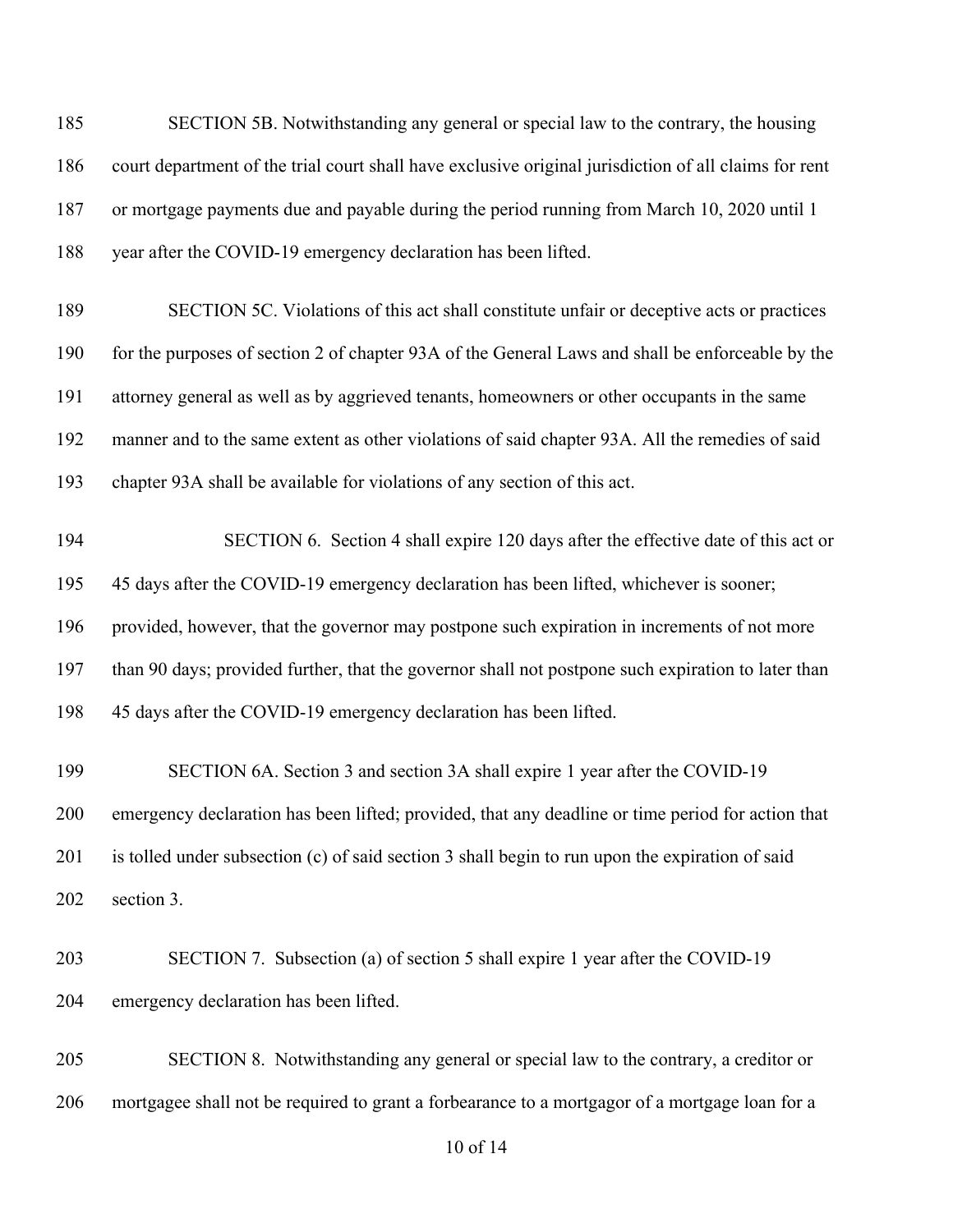SECTION 5B. Notwithstanding any general or special law to the contrary, the housing court department of the trial court shall have exclusive original jurisdiction of all claims for rent or mortgage payments due and payable during the period running from March 10, 2020 until 1 year after the COVID-19 emergency declaration has been lifted.

SECTION 5C. Violations of this act shall constitute unfair or deceptive acts or practices for the purposes of section 2 of chapter 93A of the General Laws and shall be enforceable by the attorney general as well as by aggrieved tenants, homeowners or other occupants in the same manner and to the same extent as other violations of said chapter 93A. All the remedies of said chapter 93A shall be available for violations of any section of this act.

SECTION 6. Section 4 shall expire 120 days after the effective date of this act or 45 days after the COVID-19 emergency declaration has been lifted, whichever is sooner; provided, however, that the governor may postpone such expiration in increments of not more than 90 days; provided further, that the governor shall not postpone such expiration to later than 45 days after the COVID-19 emergency declaration has been lifted.

SECTION 6A. Section 3 and section 3A shall expire 1 year after the COVID-19 emergency declaration has been lifted; provided, that any deadline or time period for action that is tolled under subsection (c) of said section 3 shall begin to run upon the expiration of said section 3.

SECTION 7. Subsection (a) of section 5 shall expire 1 year after the COVID-19 emergency declaration has been lifted.

SECTION 8. Notwithstanding any general or special law to the contrary, a creditor or mortgagee shall not be required to grant a forbearance to a mortgagor of a mortgage loan for a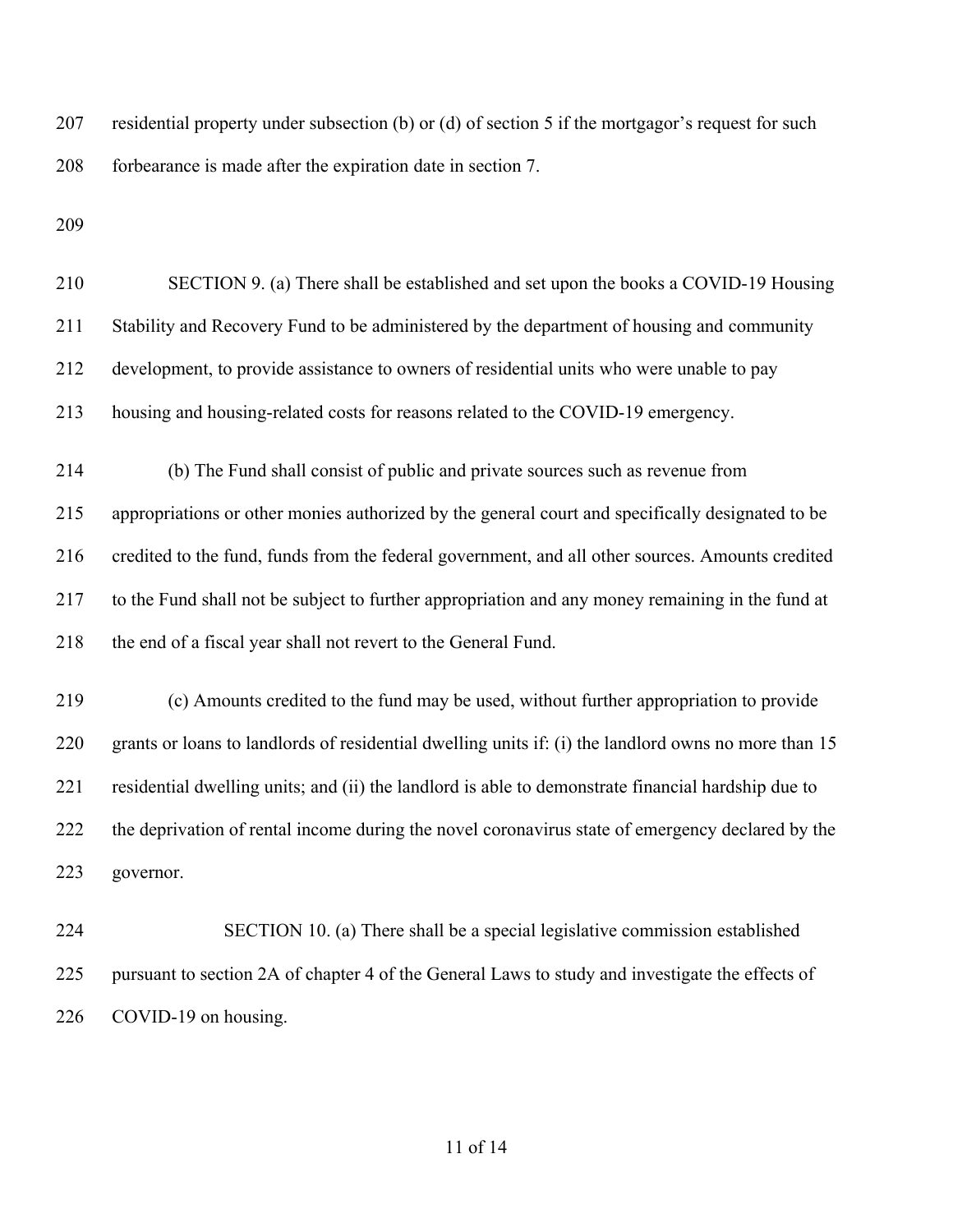residential property under subsection (b) or (d) of section 5 if the mortgagor's request for such forbearance is made after the expiration date in section 7.

SECTION 9. (a) There shall be established and set upon the books a COVID-19 Housing Stability and Recovery Fund to be administered by the department of housing and community development, to provide assistance to owners of residential units who were unable to pay housing and housing-related costs for reasons related to the COVID-19 emergency.

(b) The Fund shall consist of public and private sources such as revenue from appropriations or other monies authorized by the general court and specifically designated to be credited to the fund, funds from the federal government, and all other sources. Amounts credited to the Fund shall not be subject to further appropriation and any money remaining in the fund at the end of a fiscal year shall not revert to the General Fund.

(c) Amounts credited to the fund may be used, without further appropriation to provide grants or loans to landlords of residential dwelling units if: (i) the landlord owns no more than 15 residential dwelling units; and (ii) the landlord is able to demonstrate financial hardship due to the deprivation of rental income during the novel coronavirus state of emergency declared by the governor.

SECTION 10. (a) There shall be a special legislative commission established pursuant to section 2A of chapter 4 of the General Laws to study and investigate the effects of COVID-19 on housing.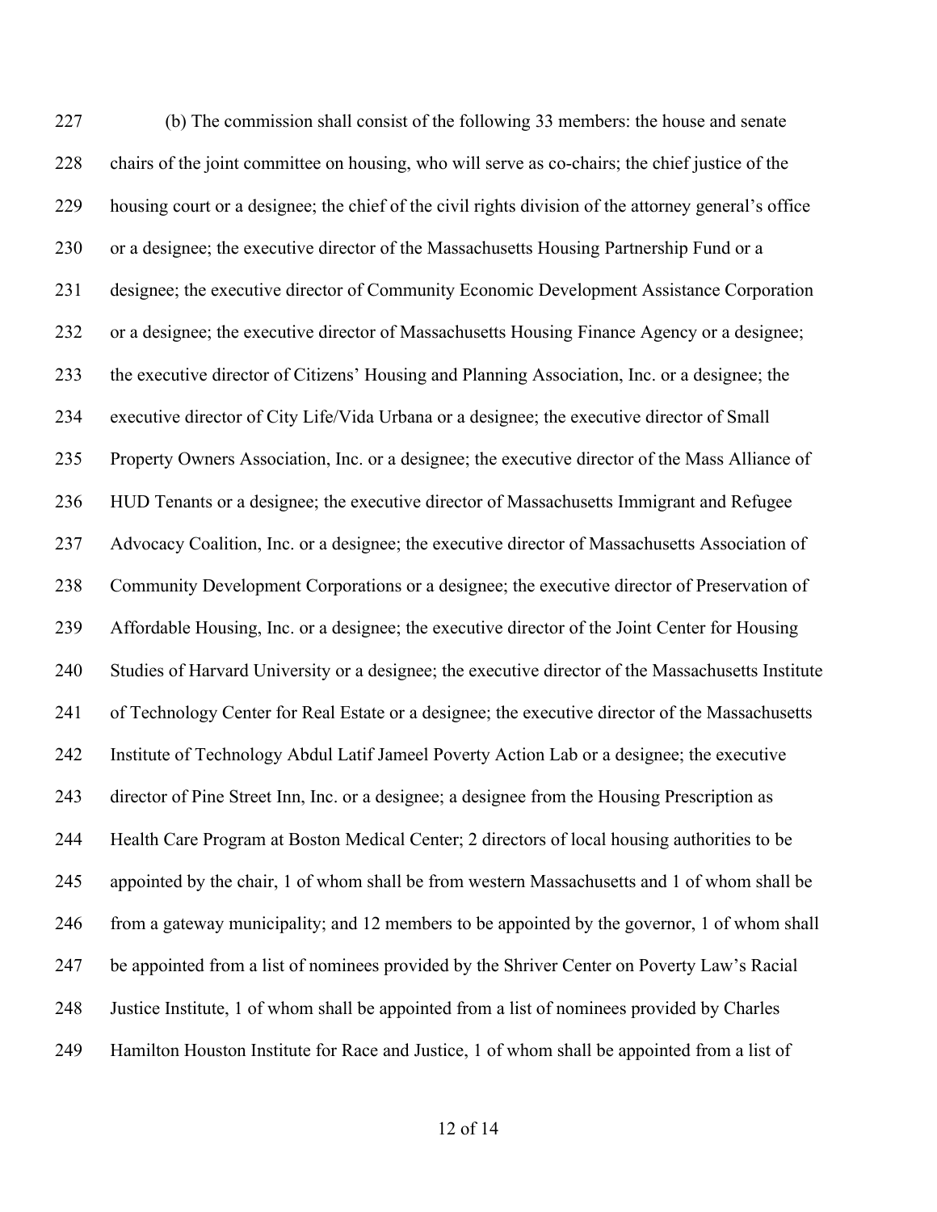(b) The commission shall consist of the following 33 members: the house and senate chairs of the joint committee on housing, who will serve as co-chairs; the chief justice of the housing court or a designee; the chief of the civil rights division of the attorney general's office or a designee; the executive director of the Massachusetts Housing Partnership Fund or a designee; the executive director of Community Economic Development Assistance Corporation or a designee; the executive director of Massachusetts Housing Finance Agency or a designee; the executive director of Citizens' Housing and Planning Association, Inc. or a designee; the executive director of City Life/Vida Urbana or a designee; the executive director of Small Property Owners Association, Inc. or a designee; the executive director of the Mass Alliance of HUD Tenants or a designee; the executive director of Massachusetts Immigrant and Refugee Advocacy Coalition, Inc. or a designee; the executive director of Massachusetts Association of Community Development Corporations or a designee; the executive director of Preservation of Affordable Housing, Inc. or a designee; the executive director of the Joint Center for Housing Studies of Harvard University or a designee; the executive director of the Massachusetts Institute of Technology Center for Real Estate or a designee; the executive director of the Massachusetts Institute of Technology Abdul Latif Jameel Poverty Action Lab or a designee; the executive director of Pine Street Inn, Inc. or a designee; a designee from the Housing Prescription as Health Care Program at Boston Medical Center; 2 directors of local housing authorities to be appointed by the chair, 1 of whom shall be from western Massachusetts and 1 of whom shall be from a gateway municipality; and 12 members to be appointed by the governor, 1 of whom shall be appointed from a list of nominees provided by the Shriver Center on Poverty Law's Racial Justice Institute, 1 of whom shall be appointed from a list of nominees provided by Charles Hamilton Houston Institute for Race and Justice, 1 of whom shall be appointed from a list of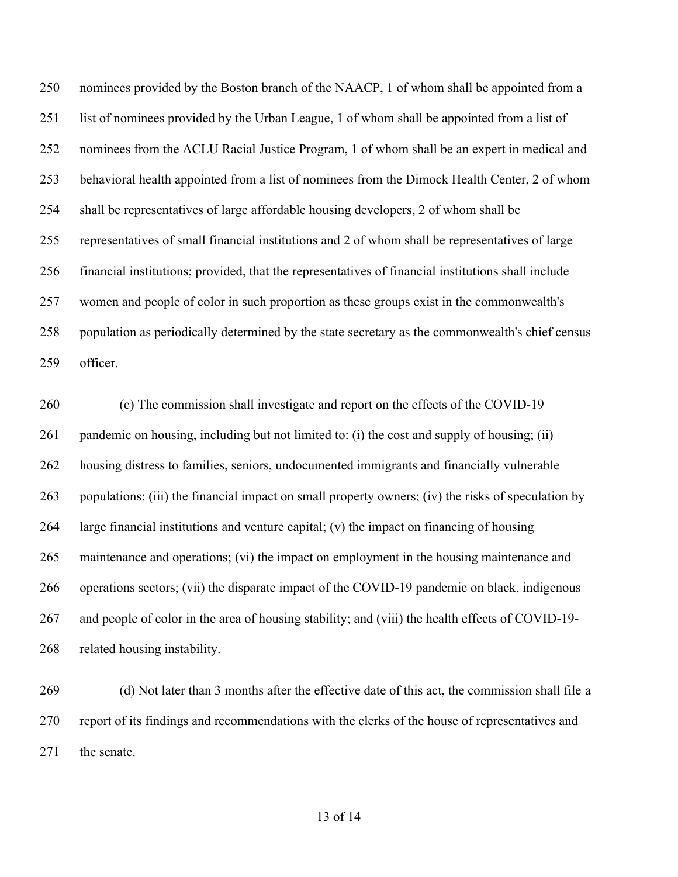nominees provided by the Boston branch of the NAACP, 1 of whom shall be appointed from a list of nominees provided by the Urban League, 1 of whom shall be appointed from a list of nominees from the ACLU Racial Justice Program, 1 of whom shall be an expert in medical and behavioral health appointed from a list of nominees from the Dimock Health Center, 2 of whom shall be representatives of large affordable housing developers, 2 of whom shall be representatives of small financial institutions and 2 of whom shall be representatives of large financial institutions; provided, that the representatives of financial institutions shall include women and people of color in such proportion as these groups exist in the commonwealth's population as periodically determined by the state secretary as the commonwealth's chief census officer.

(c) The commission shall investigate and report on the effects of the COVID-19 pandemic on housing, including but not limited to: (i) the cost and supply of housing; (ii) housing distress to families, seniors, undocumented immigrants and financially vulnerable populations; (iii) the financial impact on small property owners; (iv) the risks of speculation by large financial institutions and venture capital; (v) the impact on financing of housing maintenance and operations; (vi) the impact on employment in the housing maintenance and operations sectors; (vii) the disparate impact of the COVID-19 pandemic on black, indigenous and people of color in the area of housing stability; and (viii) the health effects of COVID-19-related housing instability.

(d) Not later than 3 months after the effective date of this act, the commission shall file a report of its findings and recommendations with the clerks of the house of representatives and the senate.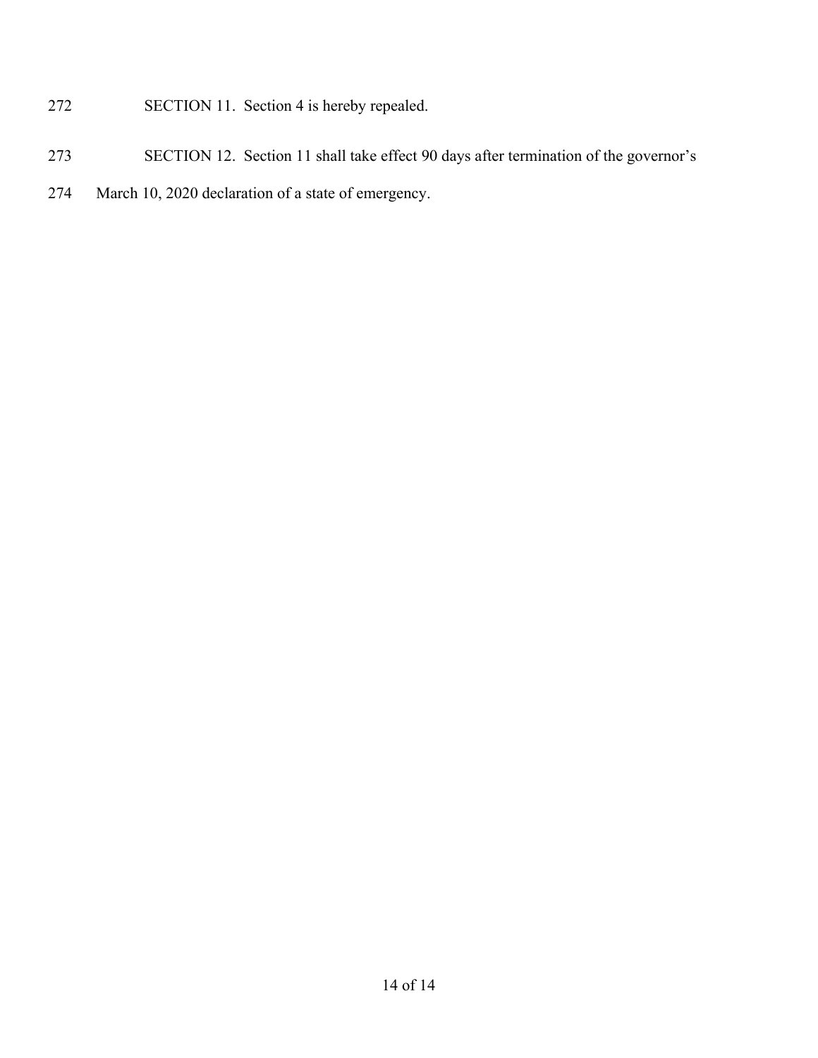SECTION 11. Section 4 is hereby repealed.

SECTION 12. Section 11 shall take effect 90 days after termination of the governor's March 10, 2020 declaration of a state of emergency.